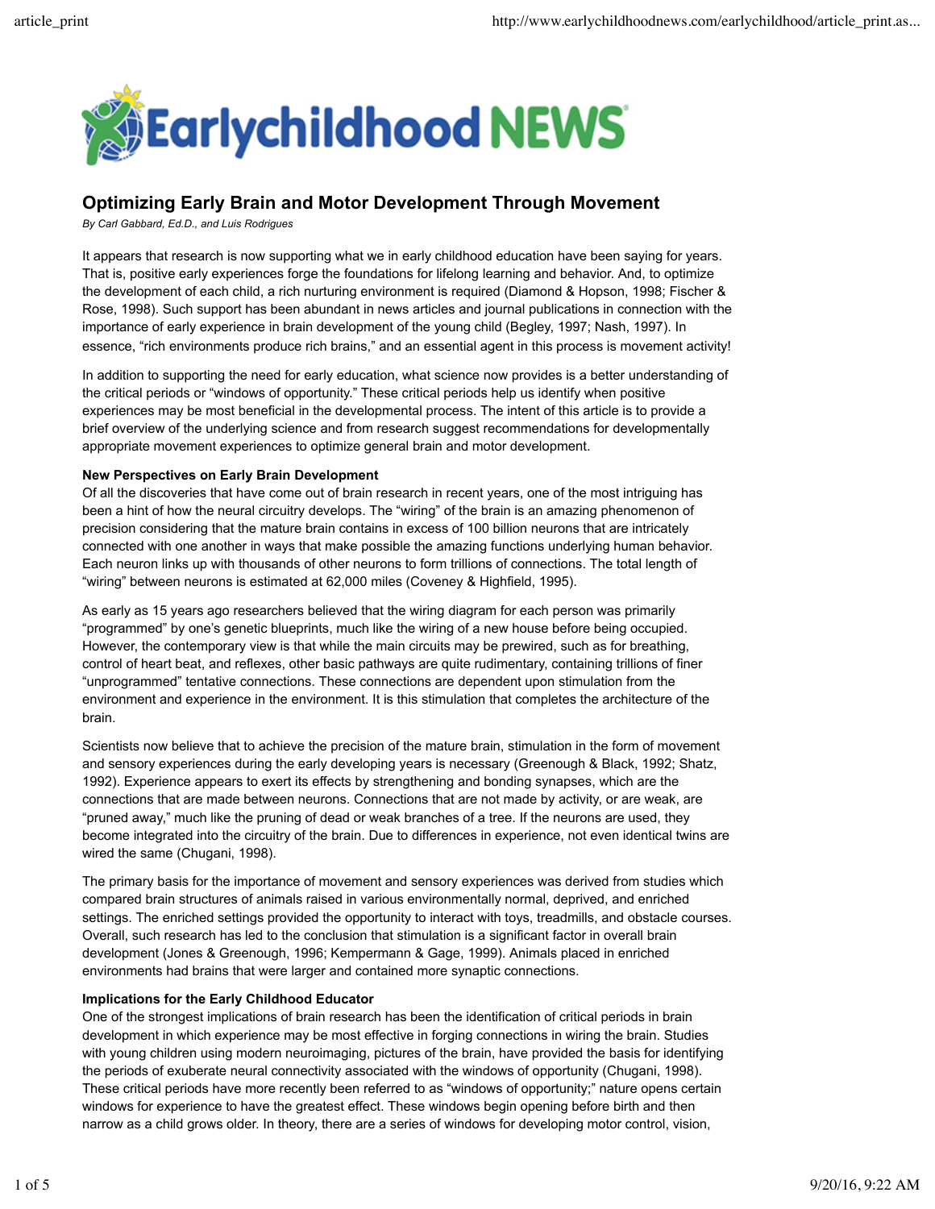# Optimizing Early Brain and Motor Development Through Movement

*By Carl Gabbard, Ed.D., and Luis Rodrigues*

It appears that research is now supporting what we in early childhood education have been saying for years. That is, positive early experiences forge the foundations for lifelong learning and behavior. And, to optimize the development of each child, a rich nurturing environment is required (Diamond & Hopson, 1998; Fischer & Rose, 1998). Such support has been abundant in news articles and journal publications in connection with the importance of early experience in brain development of the young child (Begley, 1997; Nash, 1997). In essence, "rich environments produce rich brains," and an essential agent in this process is movement activity!

In addition to supporting the need for early education, what science now provides is a better understanding of the critical periods or "windows of opportunity." These critical periods help us identify when positive experiences may be most beneficial in the developmental process. The intent of this article is to provide a brief overview of the underlying science and from research suggest recommendations for developmentally appropriate movement experiences to optimize general brain and motor development.

**New Perspectives on Early Brain Development**

Of all the discoveries that have come out of brain research in recent years, one of the most intriguing has been a hint of how the neural circuitry develops. The "wiring" of the brain is an amazing phenomenon of precision considering that the mature brain contains in excess of 100 billion neurons that are intricately connected with one another in ways that make possible the amazing functions underlying human behavior. Each neuron links up with thousands of other neurons to form trillions of connections. The total length of "wiring" between neurons is estimated at 62,000 miles (Coveney & Highfield, 1995).

As early as 15 years ago researchers believed that the wiring diagram for each person was primarily "programmed" by one's genetic blueprints, much like the wiring of a new house before being occupied. However, the contemporary view is that while the main circuits may be prewired, such as for breathing, control of heart beat, and reflexes, other basic pathways are quite rudimentary, containing trillions of finer "unprogrammed" tentative connections. These connections are dependent upon stimulation from the environment and experience in the environment. It is this stimulation that completes the architecture of the brain.

Scientists now believe that to achieve the precision of the mature brain, stimulation in the form of movement and sensory experiences during the early developing years is necessary (Greenough & Black, 1992; Shatz, 1992). Experience appears to exert its effects by strengthening and bonding synapses, which are the connections that are made between neurons. Connections that are not made by activity, or are weak, are "pruned away," much like the pruning of dead or weak branches of a tree. If the neurons are used, they become integrated into the circuitry of the brain. Due to differences in experience, not even identical twins are wired the same (Chugani, 1998).

The primary basis for the importance of movement and sensory experiences was derived from studies which compared brain structures of animals raised in various environmentally normal, deprived, and enriched settings. The enriched settings provided the opportunity to interact with toys, treadmills, and obstacle courses. Overall, such research has led to the conclusion that stimulation is a significant factor in overall brain development (Jones & Greenough, 1996; Kempermann & Gage, 1999). Animals placed in enriched environments had brains that were larger and contained more synaptic connections.

**Implications for the Early Childhood Educator**

One of the strongest implications of brain research has been the identification of critical periods in brain development in which experience may be most effective in forging connections in wiring the brain. Studies with young children using modern neuroimaging, pictures of the brain, have provided the basis for identifying the periods of exuberate neural connectivity associated with the windows of opportunity (Chugani, 1998). These critical periods have more recently been referred to as "windows of opportunity;" nature opens certain windows for experience to have the greatest effect. These windows begin opening before birth and then narrow as a child grows older. In theory, there are a series of windows for developing motor control, vision,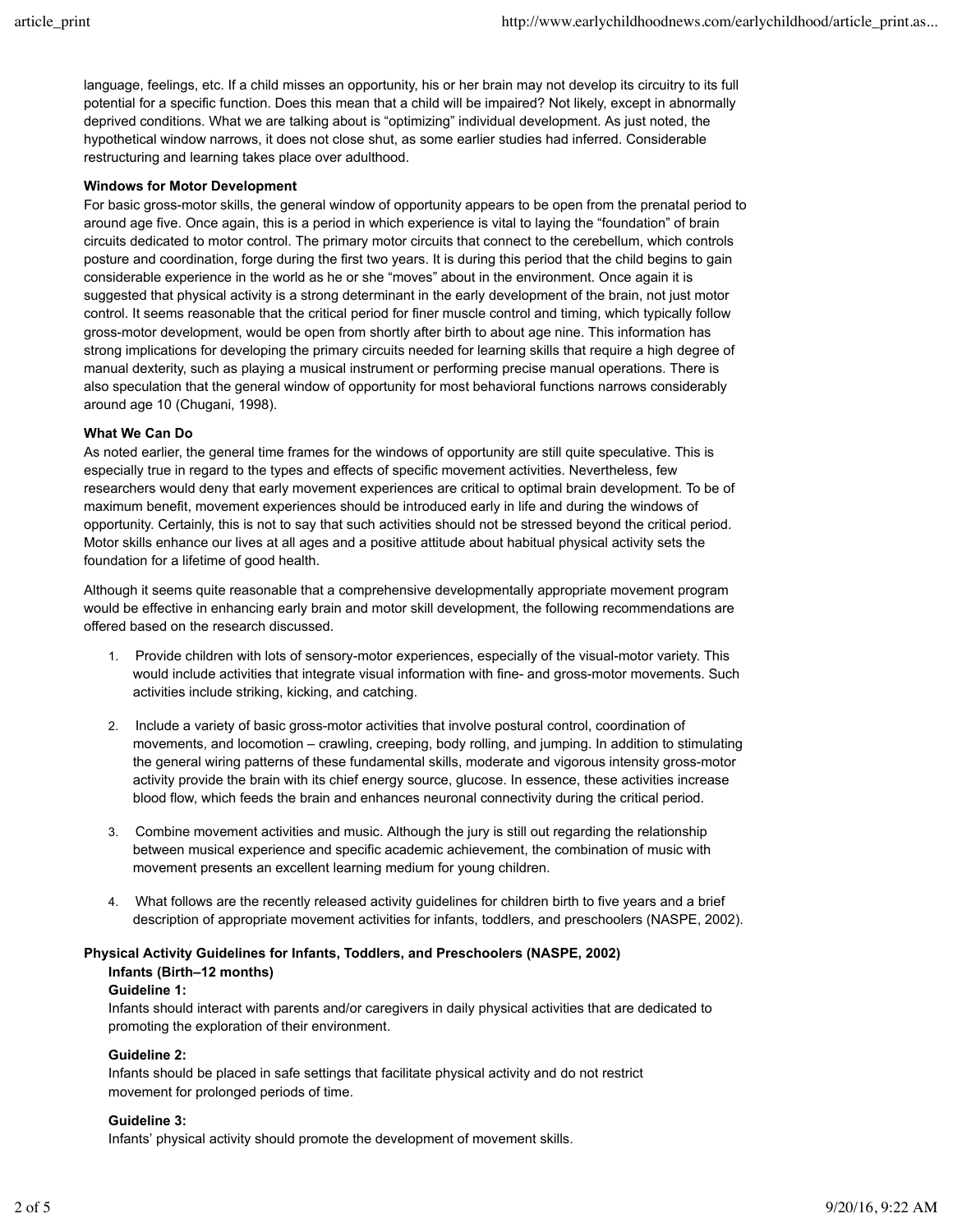language, feelings, etc. If a child misses an opportunity, his or her brain may not develop its circuitry to its full potential for a specific function. Does this mean that a child will be impaired? Not likely, except in abnormally deprived conditions. What we are talking about is “optimizing” individual development. As just noted, the hypothetical window narrows, it does not close shut, as some earlier studies had inferred. Considerable restructuring and learning takes place over adulthood.

**Windows for Motor Development**

For basic gross-motor skills, the general window of opportunity appears to be open from the prenatal period to around age five. Once again, this is a period in which experience is vital to laying the “foundation” of brain circuits dedicated to motor control. The primary motor circuits that connect to the cerebellum, which controls posture and coordination, forge during the first two years. It is during this period that the child begins to gain considerable experience in the world as he or she “moves” about in the environment. Once again it is suggested that physical activity is a strong determinant in the early development of the brain, not just motor control. It seems reasonable that the critical period for finer muscle control and timing, which typically follow gross-motor development, would be open from shortly after birth to about age nine. This information has strong implications for developing the primary circuits needed for learning skills that require a high degree of manual dexterity, such as playing a musical instrument or performing precise manual operations. There is also speculation that the general window of opportunity for most behavioral functions narrows considerably around age 10 (Chugani, 1998).

**What We Can Do**

As noted earlier, the general time frames for the windows of opportunity are still quite speculative. This is especially true in regard to the types and effects of specific movement activities. Nevertheless, few researchers would deny that early movement experiences are critical to optimal brain development. To be of maximum benefit, movement experiences should be introduced early in life and during the windows of opportunity. Certainly, this is not to say that such activities should not be stressed beyond the critical period. Motor skills enhance our lives at all ages and a positive attitude about habitual physical activity sets the foundation for a lifetime of good health.

Although it seems quite reasonable that a comprehensive developmentally appropriate movement program would be effective in enhancing early brain and motor skill development, the following recommendations are offered based on the research discussed.

1. Provide children with lots of sensory-motor experiences, especially of the visual-motor variety. This would include activities that integrate visual information with fine- and gross-motor movements. Such activities include striking, kicking, and catching.
2. Include a variety of basic gross-motor activities that involve postural control, coordination of movements, and locomotion – crawling, creeping, body rolling, and jumping. In addition to stimulating the general wiring patterns of these fundamental skills, moderate and vigorous intensity gross-motor activity provide the brain with its chief energy source, glucose. In essence, these activities increase blood flow, which feeds the brain and enhances neuronal connectivity during the critical period.
3. Combine movement activities and music. Although the jury is still out regarding the relationship between musical experience and specific academic achievement, the combination of music with movement presents an excellent learning medium for young children.
4. What follows are the recently released activity guidelines for children birth to five years and a brief description of appropriate movement activities for infants, toddlers, and preschoolers (NASPE, 2002).

**Physical Activity Guidelines for Infants, Toddlers, and Preschoolers (NASPE, 2002)**

**Infants (Birth–12 months)**

**Guideline 1:**
Infants should interact with parents and/or caregivers in daily physical activities that are dedicated to promoting the exploration of their environment.

**Guideline 2:**
Infants should be placed in safe settings that facilitate physical activity and do not restrict movement for prolonged periods of time.

**Guideline 3:**
Infants’ physical activity should promote the development of movement skills.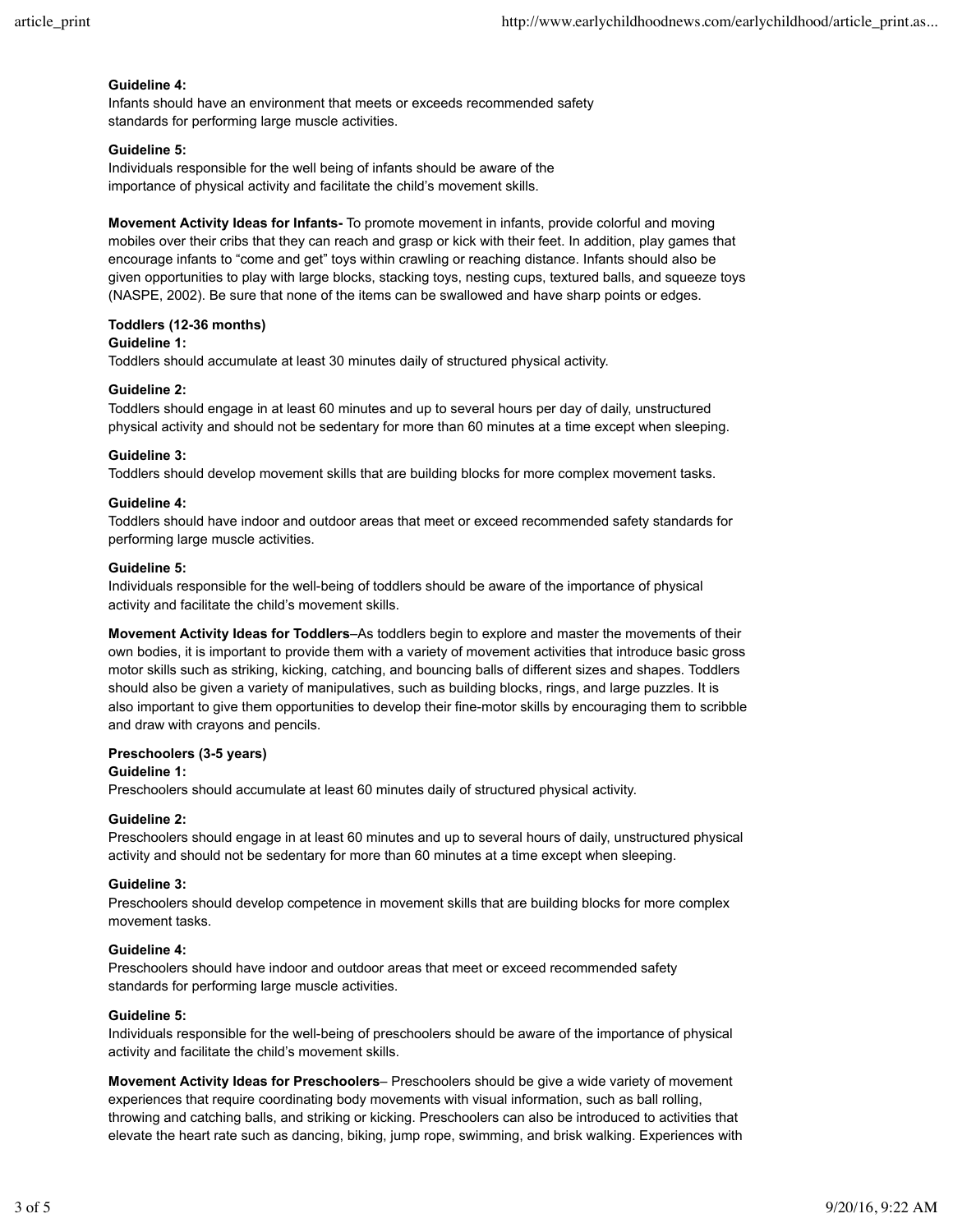**Guideline 4:**
Infants should have an environment that meets or exceeds recommended safety standards for performing large muscle activities.

**Guideline 5:**
Individuals responsible for the well being of infants should be aware of the importance of physical activity and facilitate the child's movement skills.

**Movement Activity Ideas for Infants-** To promote movement in infants, provide colorful and moving mobiles over their cribs that they can reach and grasp or kick with their feet. In addition, play games that encourage infants to "come and get" toys within crawling or reaching distance. Infants should also be given opportunities to play with large blocks, stacking toys, nesting cups, textured balls, and squeeze toys (NASPE, 2002). Be sure that none of the items can be swallowed and have sharp points or edges.

**Toddlers (12-36 months)**

**Guideline 1:**
Toddlers should accumulate at least 30 minutes daily of structured physical activity.

**Guideline 2:**
Toddlers should engage in at least 60 minutes and up to several hours per day of daily, unstructured physical activity and should not be sedentary for more than 60 minutes at a time except when sleeping.

**Guideline 3:**
Toddlers should develop movement skills that are building blocks for more complex movement tasks.

**Guideline 4:**
Toddlers should have indoor and outdoor areas that meet or exceed recommended safety standards for performing large muscle activities.

**Guideline 5:**
Individuals responsible for the well-being of toddlers should be aware of the importance of physical activity and facilitate the child's movement skills.

**Movement Activity Ideas for Toddlers**–As toddlers begin to explore and master the movements of their own bodies, it is important to provide them with a variety of movement activities that introduce basic gross motor skills such as striking, kicking, catching, and bouncing balls of different sizes and shapes. Toddlers should also be given a variety of manipulatives, such as building blocks, rings, and large puzzles. It is also important to give them opportunities to develop their fine-motor skills by encouraging them to scribble and draw with crayons and pencils.

**Preschoolers (3-5 years)**

**Guideline 1:**
Preschoolers should accumulate at least 60 minutes daily of structured physical activity.

**Guideline 2:**
Preschoolers should engage in at least 60 minutes and up to several hours of daily, unstructured physical activity and should not be sedentary for more than 60 minutes at a time except when sleeping.

**Guideline 3:**
Preschoolers should develop competence in movement skills that are building blocks for more complex movement tasks.

**Guideline 4:**
Preschoolers should have indoor and outdoor areas that meet or exceed recommended safety standards for performing large muscle activities.

**Guideline 5:**
Individuals responsible for the well-being of preschoolers should be aware of the importance of physical activity and facilitate the child's movement skills.

**Movement Activity Ideas for Preschoolers**– Preschoolers should be give a wide variety of movement experiences that require coordinating body movements with visual information, such as ball rolling, throwing and catching balls, and striking or kicking. Preschoolers can also be introduced to activities that elevate the heart rate such as dancing, biking, jump rope, swimming, and brisk walking. Experiences with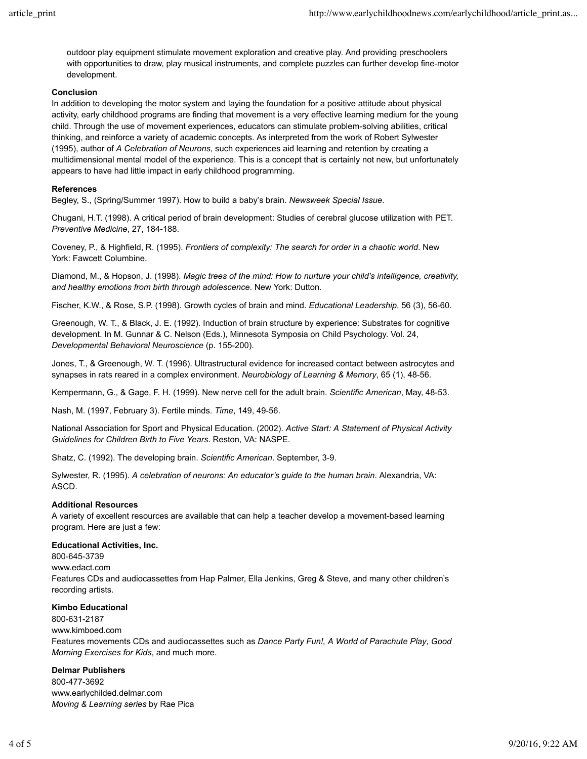outdoor play equipment stimulate movement exploration and creative play. And providing preschoolers with opportunities to draw, play musical instruments, and complete puzzles can further develop fine-motor development.

**Conclusion**

In addition to developing the motor system and laying the foundation for a positive attitude about physical activity, early childhood programs are finding that movement is a very effective learning medium for the young child. Through the use of movement experiences, educators can stimulate problem-solving abilities, critical thinking, and reinforce a variety of academic concepts. As interpreted from the work of Robert Sylwester (1995), author of *A Celebration of Neurons*, such experiences aid learning and retention by creating a multidimensional mental model of the experience. This is a concept that is certainly not new, but unfortunately appears to have had little impact in early childhood programming.

**References**

Begley, S., (Spring/Summer 1997). How to build a baby's brain. *Newsweek Special Issue*.

Chugani, H.T. (1998). A critical period of brain development: Studies of cerebral glucose utilization with PET. *Preventive Medicine*, 27, 184-188.

Coveney, P., & Highfield, R. (1995). *Frontiers of complexity: The search for order in a chaotic world*. New York: Fawcett Columbine.

Diamond, M., & Hopson, J. (1998). *Magic trees of the mind: How to nurture your child's intelligence, creativity, and healthy emotions from birth through adolescence*. New York: Dutton.

Fischer, K.W., & Rose, S.P. (1998). Growth cycles of brain and mind. *Educational Leadership*, 56 (3), 56-60.

Greenough, W. T., & Black, J. E. (1992). Induction of brain structure by experience: Substrates for cognitive development. In M. Gunnar & C. Nelson (Eds.), Minnesota Symposia on Child Psychology. Vol. 24, *Developmental Behavioral Neuroscience* (p. 155-200).

Jones, T., & Greenough, W. T. (1996). Ultrastructural evidence for increased contact between astrocytes and synapses in rats reared in a complex environment. *Neurobiology of Learning & Memory*, 65 (1), 48-56.

Kempermann, G., & Gage, F. H. (1999). New nerve cell for the adult brain. *Scientific American*, May, 48-53.

Nash, M. (1997, February 3). Fertile minds. *Time*, 149, 49-56.

National Association for Sport and Physical Education. (2002). *Active Start: A Statement of Physical Activity Guidelines for Children Birth to Five Years*. Reston, VA: NASPE.

Shatz, C. (1992). The developing brain. *Scientific American*. September, 3-9.

Sylwester, R. (1995). *A celebration of neurons: An educator's guide to the human brain*. Alexandria, VA: ASCD.

**Additional Resources**

A variety of excellent resources are available that can help a teacher develop a movement-based learning program. Here are just a few:

**Educational Activities, Inc.**
800-645-3739
www.edact.com
Features CDs and audiocassettes from Hap Palmer, Ella Jenkins, Greg & Steve, and many other children's recording artists.

**Kimbo Educational**
800-631-2187
www.kimboed.com
Features movements CDs and audiocassettes such as *Dance Party Fun!, A World of Parachute Play*, *Good Morning Exercises for Kids*, and much more.

**Delmar Publishers**
800-477-3692
www.earlychilded.delmar.com
*Moving & Learning series* by Rae Pica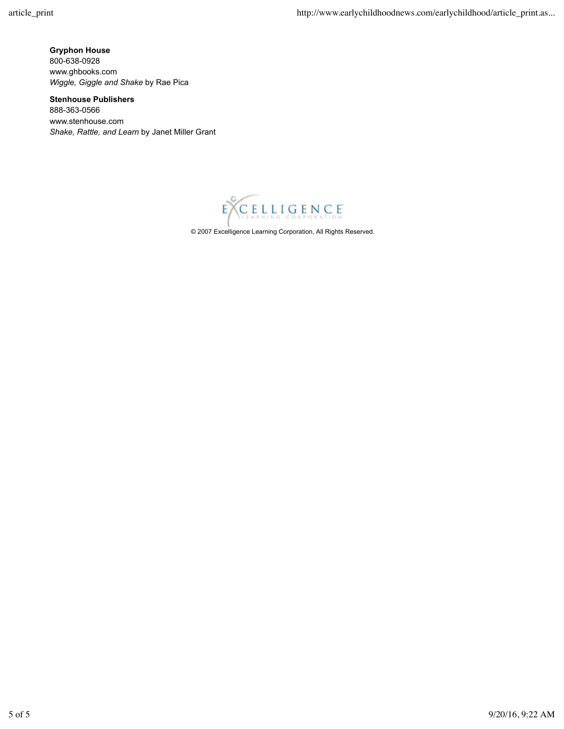**Gryphon House**
800-638-0928
www.ghbooks.com
*Wiggle, Giggle and Shake* by Rae Pica

**Stenhouse Publishers**
888-363-0566
www.stenhouse.com
*Shake, Rattle, and Learn* by Janet Miller Grant

EXCELLIGENCE LEARNING CORPORATION

© 2007 Excelligence Learning Corporation, All Rights Reserved.